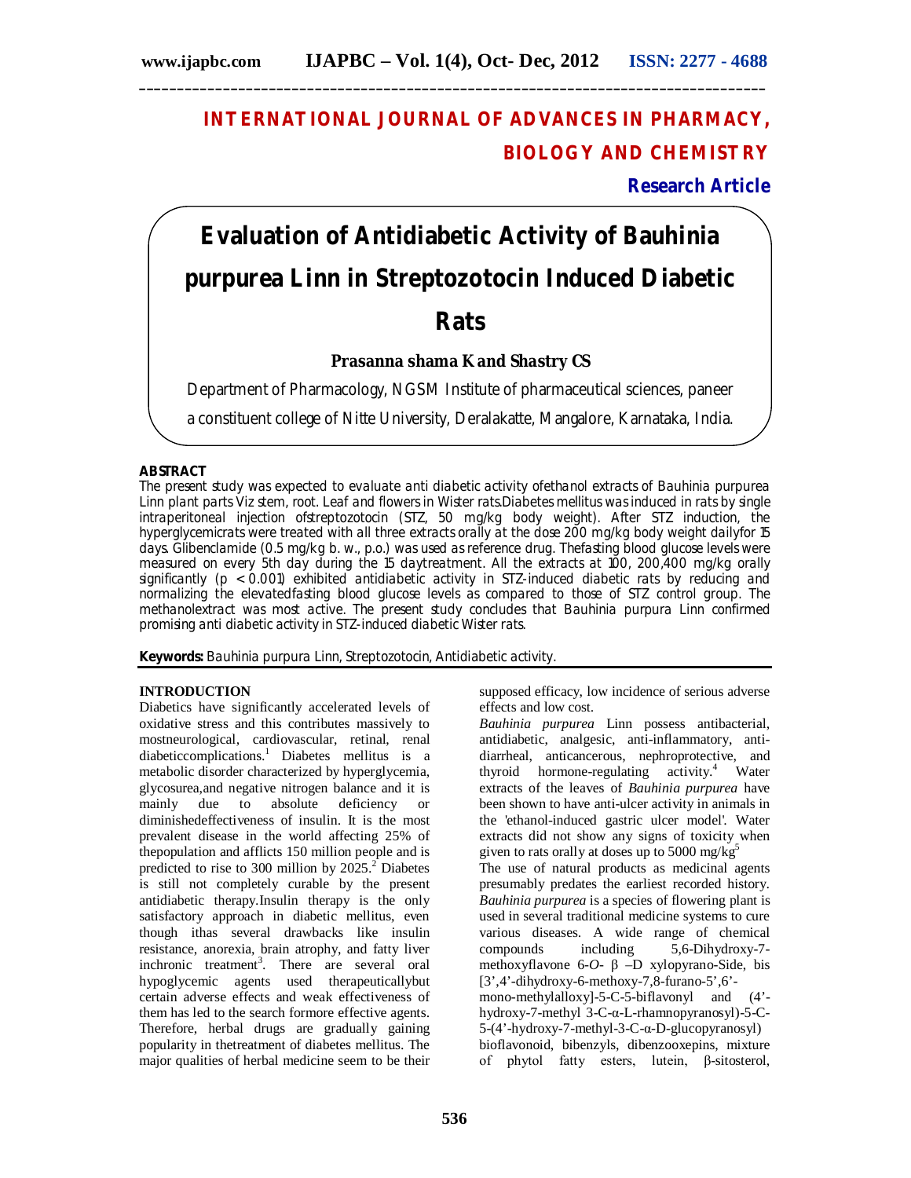# INTERNATIONAL JOURNAL OF ADVANCES IN PHARMACY, BIOLOGY AND CHEMISTRY

**Research Article**

# Evaluation of Antidiabetic Activity of Bauhinia purpurea Linn in Streptozotocin Induced Diabetic Rats

**Prasanna shama K and Shastry CS**

Department of Pharmacology, NGSM Institute of pharmaceutical sciences, paneer a constituent college of Nitte University, Deralakatte, Mangalore, Karnataka, India.

## ABSTRACT

The present study was expected to evaluate anti diabetic activity ofethanol extracts of Bauhinia purpurea Linn plant parts Viz stem, root. Leaf and flowers in Wister rats.Diabetes mellitus was induced in rats by single intraperitoneal injection ofstreptozotocin (STZ, 50 mg/kg body weight). After STZ induction, the hyperglycemicrats were treated with all three extracts orally at the dose 200 mg/kg body weight dailyfor 15 days. Glibenclamide (0.5 mg/kg b. w., p.o.) was used as reference drug. Thefasting blood glucose levels were measured on every 5th day during the 15 daytreatment. All the extracts at 100, 200,400 mg/kg orally significantly ($p < 0.001$) exhibited antidiabetic activity in STZ-induced diabetic rats by reducing and normalizing the elevatedfasting blood glucose levels as compared to those of STZ control group. The methanolextract was most active. The present study concludes that Bauhinia purpura Linn confirmed promising anti diabetic activity in STZ-induced diabetic Wister rats.

**Keywords:** Bauhinia purpura Linn, Streptozotocin, Antidiabetic activity.

## INTRODUCTION

Diabetics have significantly accelerated levels of oxidative stress and this contributes massively to mostneurological, cardiovascular, retinal, renal diabeticcomplications.[1] Diabetes mellitus is a metabolic disorder characterized by hyperglycemia, glycosurea,and negative nitrogen balance and it is mainly due to absolute deficiency or diminishedeffectiveness of insulin. It is the most prevalent disease in the world affecting 25% of thepopulation and afflicts 150 million people and is predicted to rise to 300 million by 2025.[2] Diabetes is still not completely curable by the present antidiabetic therapy.Insulin therapy is the only satisfactory approach in diabetic mellitus, even though ithas several drawbacks like insulin resistance, anorexia, brain atrophy, and fatty liver inchronic treatment[3]. There are several oral hypoglycemic agents used therapeuticallybut certain adverse effects and weak effectiveness of them has led to the search formore effective agents. Therefore, herbal drugs are gradually gaining popularity in thetreatment of diabetes mellitus. The major qualities of herbal medicine seem to be their supposed efficacy, low incidence of serious adverse effects and low cost.

*Bauhinia purpurea* Linn possess antibacterial, antidiabetic, analgesic, anti-inflammatory, anti-diarrheal, anticancerous, nephroprotective, and thyroid hormone-regulating activity.[4] Water extracts of the leaves of *Bauhinia purpurea* have been shown to have anti-ulcer activity in animals in the 'ethanol-induced gastric ulcer model'. Water extracts did not show any signs of toxicity when given to rats orally at doses up to 5000 mg/kg[5]

The use of natural products as medicinal agents presumably predates the earliest recorded history. *Bauhinia purpurea* is a species of flowering plant is used in several traditional medicine systems to cure various diseases. A wide range of chemical compounds including 5,6-Dihydroxy-7-methoxyflavone 6-*O*- β –D xylopyrano-Side, bis [3',4'-dihydroxy-6-methoxy-7,8-furano-5',6'-mono-methylalloxy]-5-C-5-biflavonyl and (4'-hydroxy-7-methyl 3-C-α-L-rhamnopyranosyl)-5-C-5-(4'-hydroxy-7-methyl-3-C-α-D-glucopyranosyl) bioflavonoid, bibenzyls, dibenzooxepins, mixture of phytol fatty esters, lutein, β-sitosterol,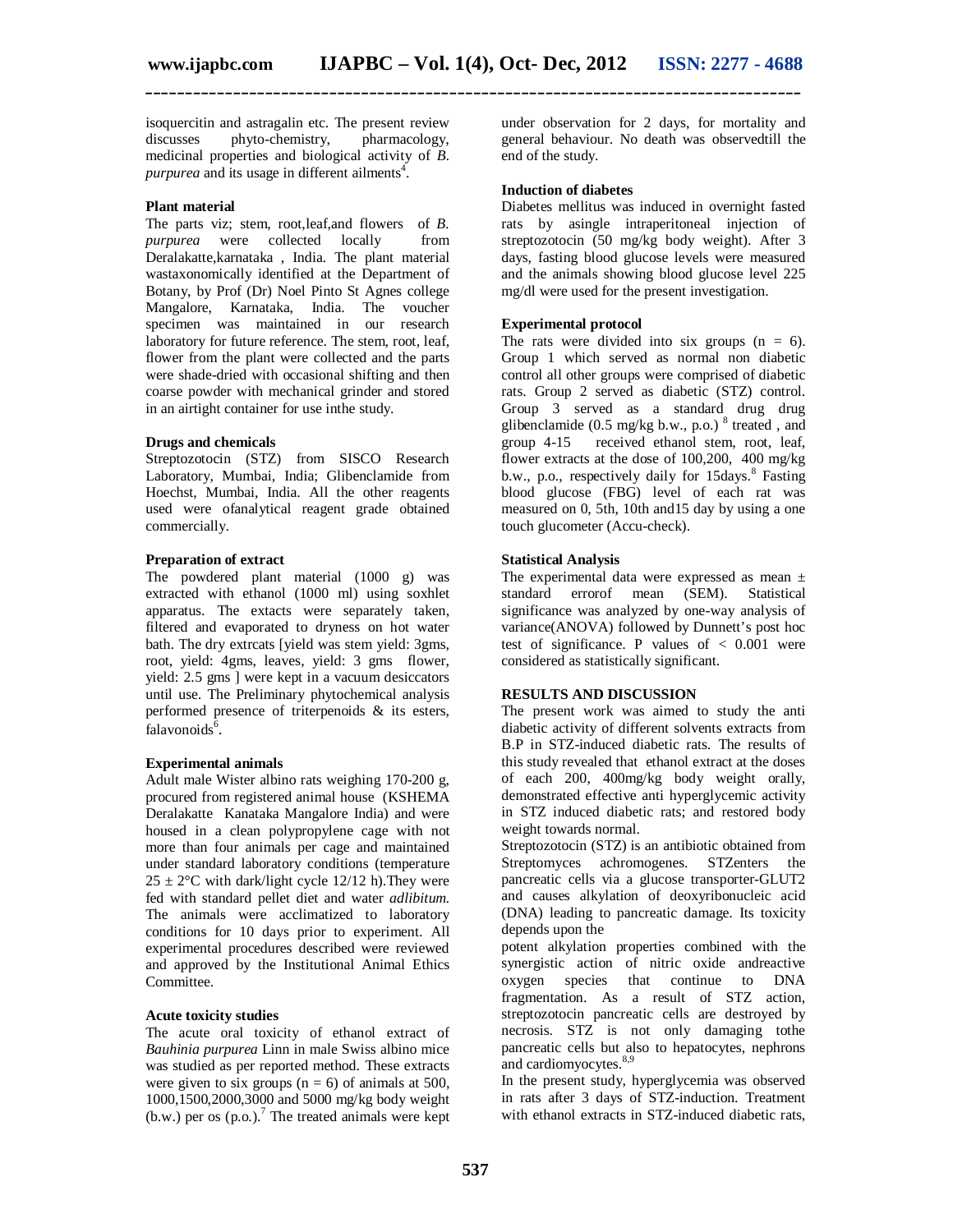isoquercitin and astragalin etc. The present review discusses phyto-chemistry, pharmacology, medicinal properties and biological activity of *B. purpurea* and its usage in different ailments[4].

### Plant material

The parts viz; stem, root,leaf,and flowers of *B. purpurea* were collected locally from Deralakatte,karnataka , India. The plant material wastaxonomically identified at the Department of Botany, by Prof (Dr) Noel Pinto St Agnes college Mangalore, Karnataka, India. The voucher specimen was maintained in our research laboratory for future reference. The stem, root, leaf, flower from the plant were collected and the parts were shade-dried with occasional shifting and then coarse powder with mechanical grinder and stored in an airtight container for use inthe study.

### Drugs and chemicals

Streptozotocin (STZ) from SISCO Research Laboratory, Mumbai, India; Glibenclamide from Hoechst, Mumbai, India. All the other reagents used were ofanalytical reagent grade obtained commercially.

### Preparation of extract

The powdered plant material (1000 g) was extracted with ethanol (1000 ml) using soxhlet apparatus. The extacts were separately taken, filtered and evaporated to dryness on hot water bath. The dry extrcats [yield was stem yield: 3gms, root, yield: 4gms, leaves, yield: 3 gms flower, yield: 2.5 gms ] were kept in a vacuum desiccators until use. The Preliminary phytochemical analysis performed presence of triterpenoids & its esters, falavonoids[6].

### Experimental animals

Adult male Wister albino rats weighing 170-200 g, procured from registered animal house (KSHEMA Deralakatte Kanataka Mangalore India) and were housed in a clean polypropylene cage with not more than four animals per cage and maintained under standard laboratory conditions (temperature $25 \pm 2$°C with dark/light cycle 12/12 h).They were fed with standard pellet diet and water *adlibitum*. The animals were acclimatized to laboratory conditions for 10 days prior to experiment. All experimental procedures described were reviewed and approved by the Institutional Animal Ethics Committee.

### Acute toxicity studies

The acute oral toxicity of ethanol extract of *Bauhinia purpurea* Linn in male Swiss albino mice was studied as per reported method. These extracts were given to six groups (n = 6) of animals at 500, 1000,1500,2000,3000 and 5000 mg/kg body weight (b.w.) per os (p.o.).[7] The treated animals were kept under observation for 2 days, for mortality and general behaviour. No death was observedtill the end of the study.

### Induction of diabetes

Diabetes mellitus was induced in overnight fasted rats by asingle intraperitoneal injection of streptozotocin (50 mg/kg body weight). After 3 days, fasting blood glucose levels were measured and the animals showing blood glucose level 225 mg/dl were used for the present investigation.

### Experimental protocol

The rats were divided into six groups (n = 6). Group 1 which served as normal non diabetic control all other groups were comprised of diabetic rats. Group 2 served as diabetic (STZ) control. Group 3 served as a standard drug drug glibenclamide (0.5 mg/kg b.w., p.o.) [8] treated , and group 4-15 received ethanol stem, root, leaf, flower extracts at the dose of 100,200, 400 mg/kg b.w., p.o., respectively daily for 15days.[8] Fasting blood glucose (FBG) level of each rat was measured on 0, 5th, 10th and15 day by using a one touch glucometer (Accu-check).

### Statistical Analysis

The experimental data were expressed as mean ± standard errorof mean (SEM). Statistical significance was analyzed by one-way analysis of variance(ANOVA) followed by Dunnett's post hoc test of significance. P values of < 0.001 were considered as statistically significant.

## RESULTS AND DISCUSSION

The present work was aimed to study the anti diabetic activity of different solvents extracts from B.P in STZ-induced diabetic rats. The results of this study revealed that ethanol extract at the doses of each 200, 400mg/kg body weight orally, demonstrated effective anti hyperglycemic activity in STZ induced diabetic rats; and restored body weight towards normal.

Streptozotocin (STZ) is an antibiotic obtained from Streptomyces achromogenes. STZenters the pancreatic cells via a glucose transporter-GLUT2 and causes alkylation of deoxyribonucleic acid (DNA) leading to pancreatic damage. Its toxicity depends upon the potent alkylation properties combined with the synergistic action of nitric oxide andreactive oxygen species that continue to DNA fragmentation. As a result of STZ action, streptozotocin pancreatic cells are destroyed by necrosis. STZ is not only damaging tothe pancreatic cells but also to hepatocytes, nephrons and cardiomyocytes.[8,9]

In the present study, hyperglycemia was observed in rats after 3 days of STZ-induction. Treatment with ethanol extracts in STZ-induced diabetic rats,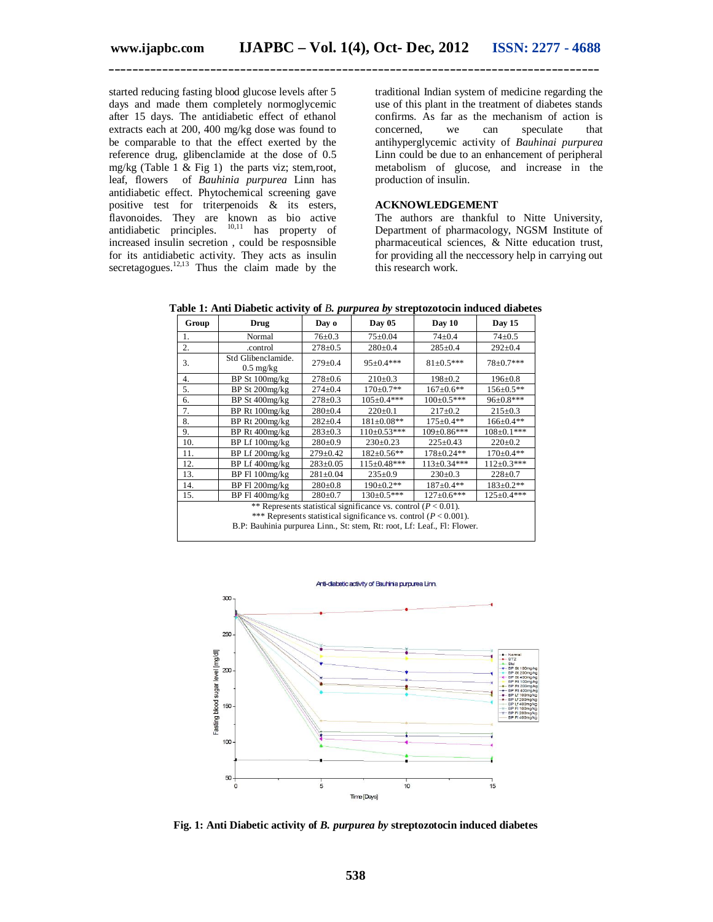started reducing fasting blood glucose levels after 5 days and made them completely normoglycemic after 15 days. The antidiabetic effect of ethanol extracts each at 200, 400 mg/kg dose was found to be comparable to that the effect exerted by the reference drug, glibenclamide at the dose of 0.5 mg/kg (Table 1 & Fig 1) the parts viz; stem,root, leaf, flowers of *Bauhinia purpurea* Linn has antidiabetic effect. Phytochemical screening gave positive test for triterpenoids & its esters, flavonoides. They are known as bio active antidiabetic principles. [10,11] has property of increased insulin secretion , could be resposnsible for its antidiabetic activity. They acts as insulin secretagogues.[12,13] Thus the claim made by the traditional Indian system of medicine regarding the use of this plant in the treatment of diabetes stands confirms. As far as the mechanism of action is concerned, we can speculate that antihyperglycemic activity of *Bauhinai purpurea* Linn could be due to an enhancement of peripheral metabolism of glucose, and increase in the production of insulin.

## ACKNOWLEDGEMENT

The authors are thankful to Nitte University, Department of pharmacology, NGSM Institute of pharmaceutical sciences, & Nitte education trust, for providing all the neccessory help in carrying out this research work.

**Table 1: Anti Diabetic activity of *B. purpurea by* streptozotocin induced diabetes**

| Group | Drug | Day o | Day 05 | Day 10 | Day 15 |
|---|---|---|---|---|---|
| 1. | Normal | 76±0.3 | 75±0.04 | 74±0.4 | 74±0.5 |
| 2. | .control | 278±0.5 | 280±0.4 | 285±0.4 | 292±0.4 |
| 3. | Std Glibenclamide. 0.5 mg/kg | 279±0.4 | 95±0.4*** | 81±0.5*** | 78±0.7*** |
| 4. | BP St 100mg/kg | 278±0.6 | 210±0.3 | 198±0.2 | 196±0.8 |
| 5. | BP St 200mg/kg | 274±0.4 | 170±0.7** | 167±0.6** | 156±0.5** |
| 6. | BP St 400mg/kg | 278±0.3 | 105±0.4*** | 100±0.5*** | 96±0.8*** |
| 7. | BP Rt 100mg/kg | 280±0.4 | 220±0.1 | 217±0.2 | 215±0.3 |
| 8. | BP Rt 200mg/kg | 282±0.4 | 181±0.08** | 175±0.4** | 166±0.4** |
| 9. | BP Rt 400mg/kg | 283±0.3 | 110±0.53*** | 109±0.86*** | 108±0.1*** |
| 10. | BP Lf 100mg/kg | 280±0.9 | 230±0.23 | 225±0.43 | 220±0.2 |
| 11. | BP Lf 200mg/kg | 279±0.42 | 182±0.56** | 178±0.24** | 170±0.4** |
| 12. | BP Lf 400mg/kg | 283±0.05 | 115±0.48*** | 113±0.34*** | 112±0.3*** |
| 13. | BP Fl 100mg/kg | 281±0.04 | 235±0.9 | 230±0.3 | 228±0.7 |
| 14. | BP Fl 200mg/kg | 280±0.8 | 190±0.2** | 187±0.4** | 183±0.2** |
| 15. | BP Fl 400mg/kg | 280±0.7 | 130±0.5*** | 127±0.6*** | 125±0.4*** |

** Represents statistical significance vs. control ($P < 0.01$).
*** Represents statistical significance vs. control ($P < 0.001$).
B.P: Bauhinia purpurea Linn., St: stem, Rt: root, Lf: Leaf., Fl: Flower.

**Fig. 1: Anti Diabetic activity of *B. purpurea by* streptozotocin induced diabetes**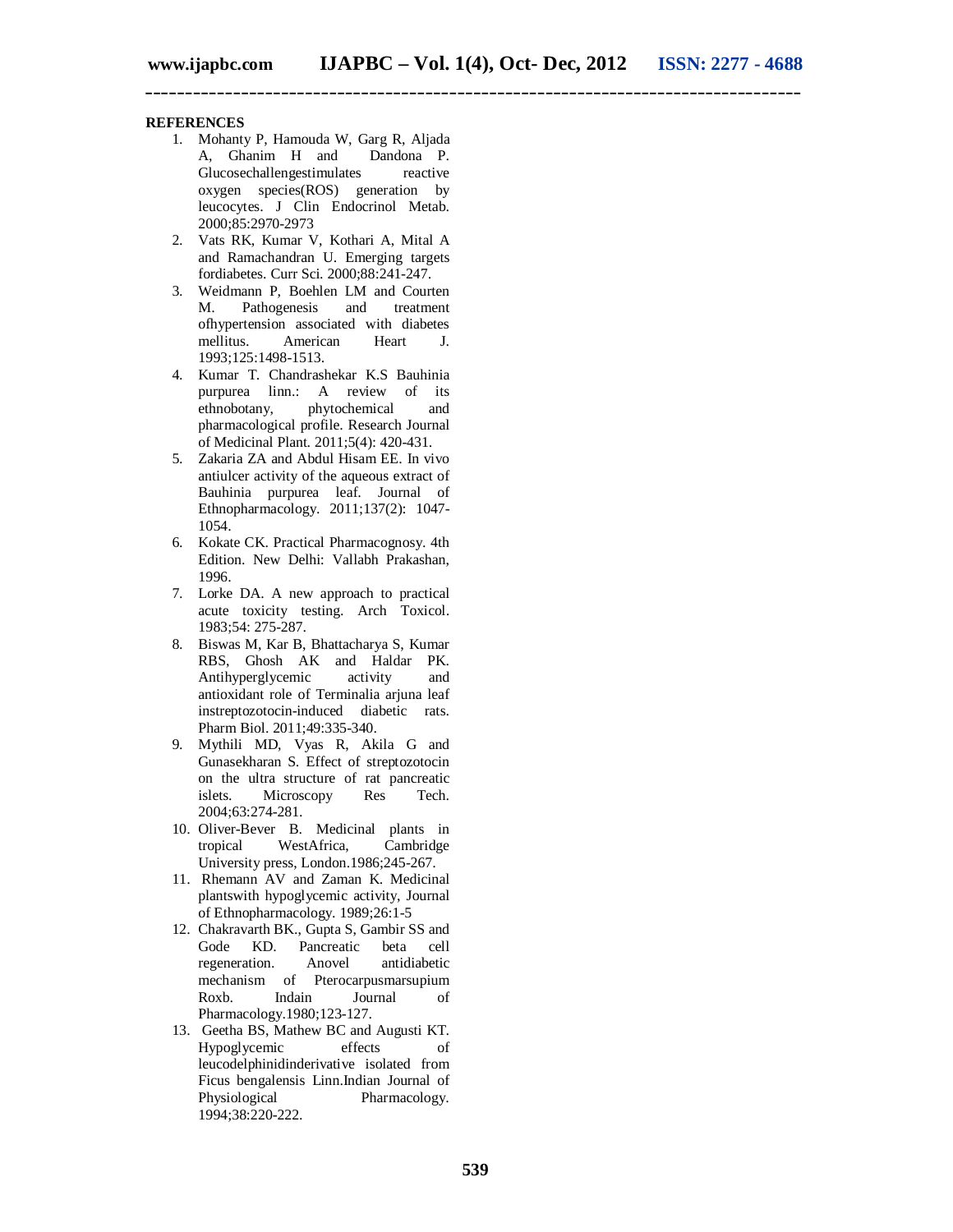**REFERENCES**

1. Mohanty P, Hamouda W, Garg R, Aljada A, Ghanim H and Dandona P. Glucosechallengestimulates reactive oxygen species(ROS) generation by leucocytes. J Clin Endocrinol Metab. 2000;85:2970-2973
2. Vats RK, Kumar V, Kothari A, Mital A and Ramachandran U. Emerging targets fordiabetes. Curr Sci. 2000;88:241-247.
3. Weidmann P, Boehlen LM and Courten M. Pathogenesis and treatment ofhypertension associated with diabetes mellitus. American Heart J. 1993;125:1498-1513.
4. Kumar T. Chandrashekar K.S Bauhinia purpurea linn.: A review of its ethnobotany, phytochemical and pharmacological profile. Research Journal of Medicinal Plant. 2011;5(4): 420-431.
5. Zakaria ZA and Abdul Hisam EE. In vivo antiulcer activity of the aqueous extract of Bauhinia purpurea leaf. Journal of Ethnopharmacology. 2011;137(2): 1047-1054.
6. Kokate CK. Practical Pharmacognosy. 4th Edition. New Delhi: Vallabh Prakashan, 1996.
7. Lorke DA. A new approach to practical acute toxicity testing. Arch Toxicol. 1983;54: 275-287.
8. Biswas M, Kar B, Bhattacharya S, Kumar RBS, Ghosh AK and Haldar PK. Antihyperglycemic activity and antioxidant role of Terminalia arjuna leaf instreptozotocin-induced diabetic rats. Pharm Biol. 2011;49:335-340.
9. Mythili MD, Vyas R, Akila G and Gunasekharan S. Effect of streptozotocin on the ultra structure of rat pancreatic islets. Microscopy Res Tech. 2004;63:274-281.
10. Oliver-Bever B. Medicinal plants in tropical WestAfrica, Cambridge University press, London.1986;245-267.
11. Rhemann AV and Zaman K. Medicinal plantswith hypoglycemic activity, Journal of Ethnopharmacology. 1989;26:1-5
12. Chakravarth BK., Gupta S, Gambir SS and Gode KD. Pancreatic beta cell regeneration. Anovel antidiabetic mechanism of Pterocarpusmarsupium Roxb. Indain Journal of Pharmacology.1980;123-127.
13. Geetha BS, Mathew BC and Augusti KT. Hypoglycemic effects of leucodelphinidinderivative isolated from Ficus bengalensis Linn.Indian Journal of Physiological Pharmacology. 1994;38:220-222.